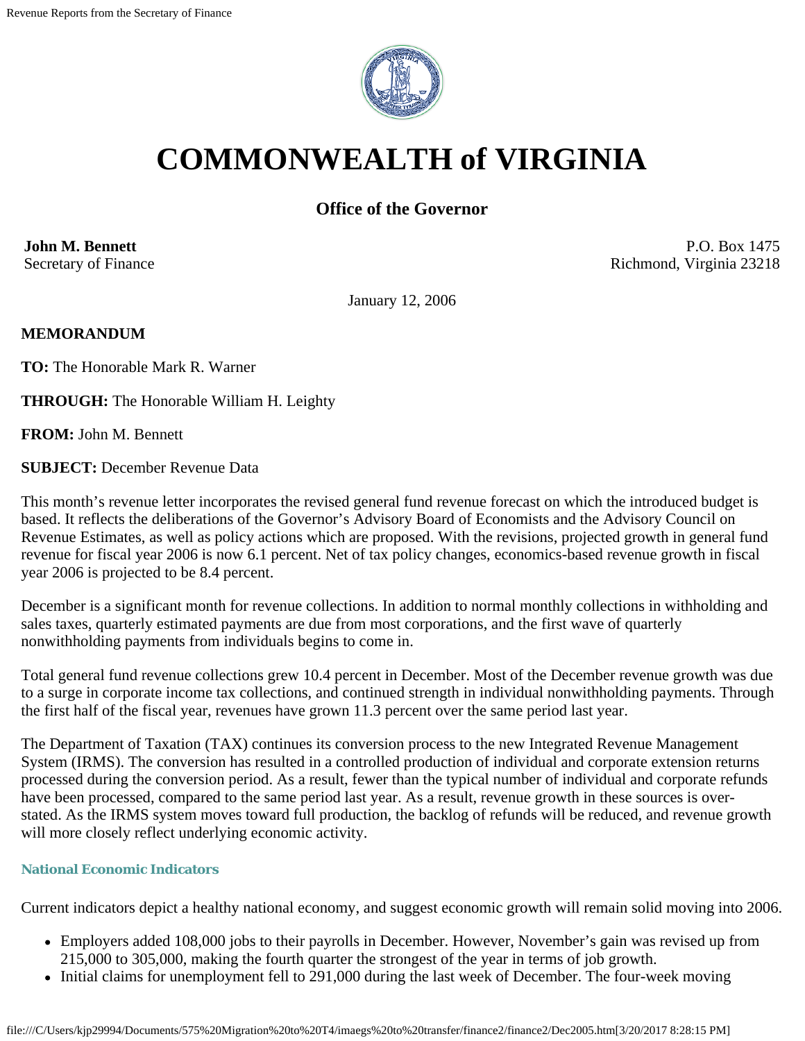# COMMONWEALTH of VIRGINIA

### Office of the Governor

**John M. Bennett**
Secretary of Finance

P.O. Box 1475
Richmond, Virginia 23218

January 12, 2006

**MEMORANDUM**

**TO:** The Honorable Mark R. Warner

**THROUGH:** The Honorable William H. Leighty

**FROM:** John M. Bennett

**SUBJECT:** December Revenue Data

This month's revenue letter incorporates the revised general fund revenue forecast on which the introduced budget is based. It reflects the deliberations of the Governor's Advisory Board of Economists and the Advisory Council on Revenue Estimates, as well as policy actions which are proposed. With the revisions, projected growth in general fund revenue for fiscal year 2006 is now 6.1 percent. Net of tax policy changes, economics-based revenue growth in fiscal year 2006 is projected to be 8.4 percent.

December is a significant month for revenue collections. In addition to normal monthly collections in withholding and sales taxes, quarterly estimated payments are due from most corporations, and the first wave of quarterly nonwithholding payments from individuals begins to come in.

Total general fund revenue collections grew 10.4 percent in December. Most of the December revenue growth was due to a surge in corporate income tax collections, and continued strength in individual nonwithholding payments. Through the first half of the fiscal year, revenues have grown 11.3 percent over the same period last year.

The Department of Taxation (TAX) continues its conversion process to the new Integrated Revenue Management System (IRMS). The conversion has resulted in a controlled production of individual and corporate extension returns processed during the conversion period. As a result, fewer than the typical number of individual and corporate refunds have been processed, compared to the same period last year. As a result, revenue growth in these sources is over-stated. As the IRMS system moves toward full production, the backlog of refunds will be reduced, and revenue growth will more closely reflect underlying economic activity.

#### National Economic Indicators

Current indicators depict a healthy national economy, and suggest economic growth will remain solid moving into 2006.

- Employers added 108,000 jobs to their payrolls in December. However, November's gain was revised up from 215,000 to 305,000, making the fourth quarter the strongest of the year in terms of job growth.
- Initial claims for unemployment fell to 291,000 during the last week of December. The four-week moving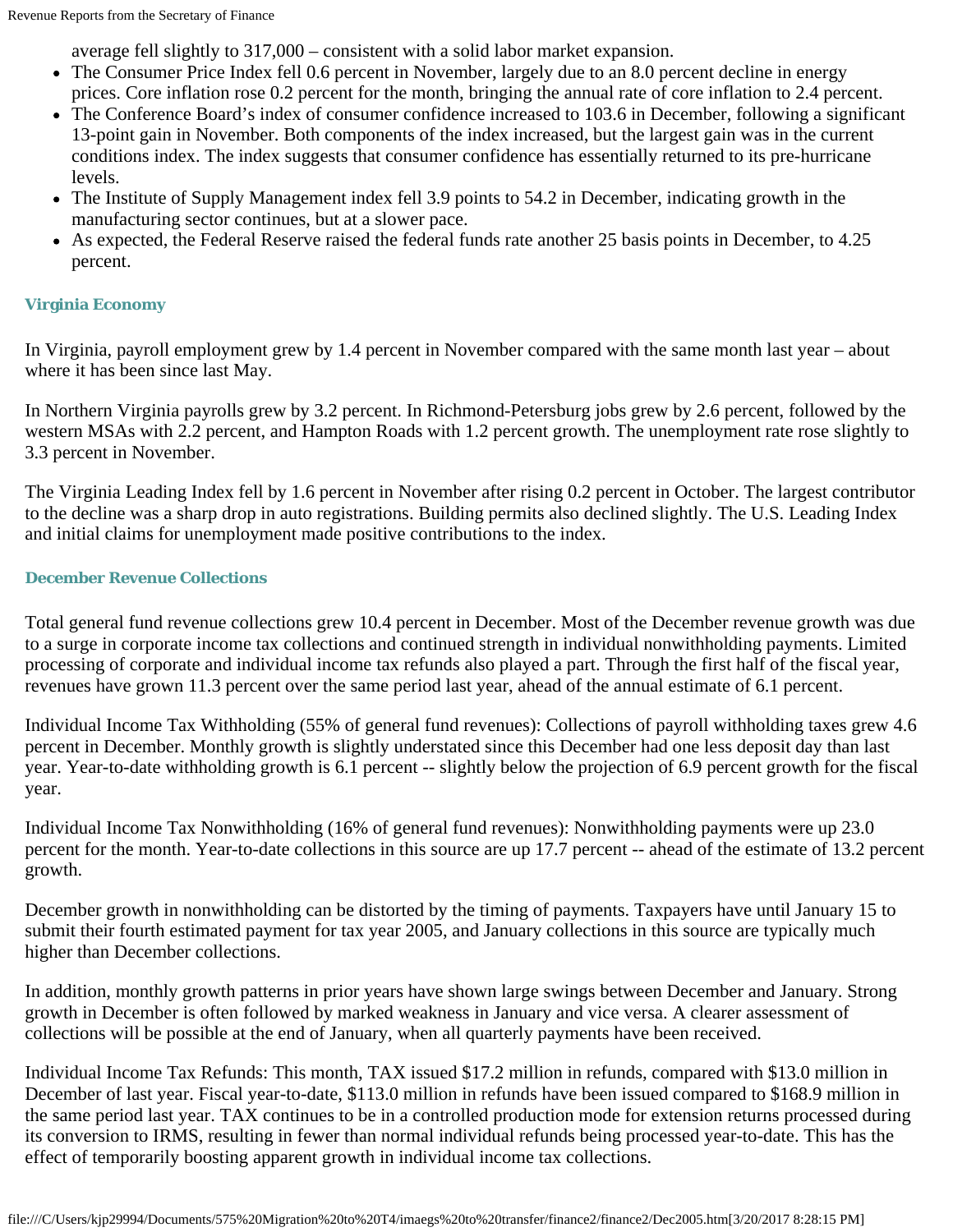average fell slightly to 317,000 – consistent with a solid labor market expansion.

- The Consumer Price Index fell 0.6 percent in November, largely due to an 8.0 percent decline in energy prices. Core inflation rose 0.2 percent for the month, bringing the annual rate of core inflation to 2.4 percent.
- The Conference Board's index of consumer confidence increased to 103.6 in December, following a significant 13-point gain in November. Both components of the index increased, but the largest gain was in the current conditions index. The index suggests that consumer confidence has essentially returned to its pre-hurricane levels.
- The Institute of Supply Management index fell 3.9 points to 54.2 in December, indicating growth in the manufacturing sector continues, but at a slower pace.
- As expected, the Federal Reserve raised the federal funds rate another 25 basis points in December, to 4.25 percent.

### Virginia Economy

In Virginia, payroll employment grew by 1.4 percent in November compared with the same month last year – about where it has been since last May.

In Northern Virginia payrolls grew by 3.2 percent. In Richmond-Petersburg jobs grew by 2.6 percent, followed by the western MSAs with 2.2 percent, and Hampton Roads with 1.2 percent growth. The unemployment rate rose slightly to 3.3 percent in November.

The Virginia Leading Index fell by 1.6 percent in November after rising 0.2 percent in October. The largest contributor to the decline was a sharp drop in auto registrations. Building permits also declined slightly. The U.S. Leading Index and initial claims for unemployment made positive contributions to the index.

### December Revenue Collections

Total general fund revenue collections grew 10.4 percent in December. Most of the December revenue growth was due to a surge in corporate income tax collections and continued strength in individual nonwithholding payments. Limited processing of corporate and individual income tax refunds also played a part. Through the first half of the fiscal year, revenues have grown 11.3 percent over the same period last year, ahead of the annual estimate of 6.1 percent.

Individual Income Tax Withholding (55% of general fund revenues): Collections of payroll withholding taxes grew 4.6 percent in December. Monthly growth is slightly understated since this December had one less deposit day than last year. Year-to-date withholding growth is 6.1 percent -- slightly below the projection of 6.9 percent growth for the fiscal year.

Individual Income Tax Nonwithholding (16% of general fund revenues): Nonwithholding payments were up 23.0 percent for the month. Year-to-date collections in this source are up 17.7 percent -- ahead of the estimate of 13.2 percent growth.

December growth in nonwithholding can be distorted by the timing of payments. Taxpayers have until January 15 to submit their fourth estimated payment for tax year 2005, and January collections in this source are typically much higher than December collections.

In addition, monthly growth patterns in prior years have shown large swings between December and January. Strong growth in December is often followed by marked weakness in January and vice versa. A clearer assessment of collections will be possible at the end of January, when all quarterly payments have been received.

Individual Income Tax Refunds: This month, TAX issued $17.2 million in refunds, compared with $13.0 million in December of last year. Fiscal year-to-date, $113.0 million in refunds have been issued compared to $168.9 million in the same period last year. TAX continues to be in a controlled production mode for extension returns processed during its conversion to IRMS, resulting in fewer than normal individual refunds being processed year-to-date. This has the effect of temporarily boosting apparent growth in individual income tax collections.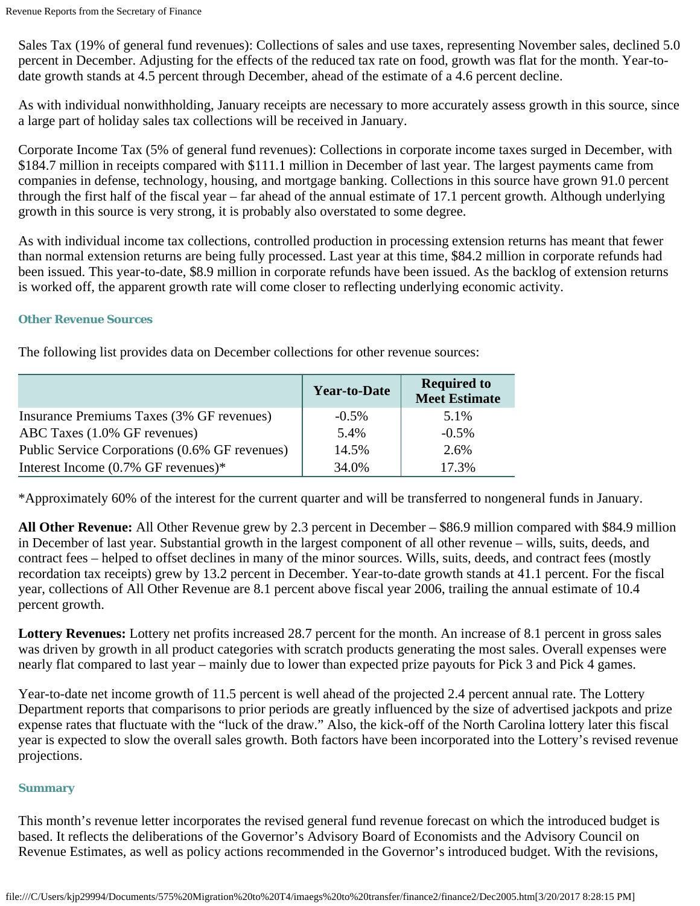Sales Tax (19% of general fund revenues): Collections of sales and use taxes, representing November sales, declined 5.0 percent in December. Adjusting for the effects of the reduced tax rate on food, growth was flat for the month. Year-to-date growth stands at 4.5 percent through December, ahead of the estimate of a 4.6 percent decline.

As with individual nonwithholding, January receipts are necessary to more accurately assess growth in this source, since a large part of holiday sales tax collections will be received in January.

Corporate Income Tax (5% of general fund revenues): Collections in corporate income taxes surged in December, with $184.7 million in receipts compared with $111.1 million in December of last year. The largest payments came from companies in defense, technology, housing, and mortgage banking. Collections in this source have grown 91.0 percent through the first half of the fiscal year – far ahead of the annual estimate of 17.1 percent growth. Although underlying growth in this source is very strong, it is probably also overstated to some degree.

As with individual income tax collections, controlled production in processing extension returns has meant that fewer than normal extension returns are being fully processed. Last year at this time, $84.2 million in corporate refunds had been issued. This year-to-date, $8.9 million in corporate refunds have been issued. As the backlog of extension returns is worked off, the apparent growth rate will come closer to reflecting underlying economic activity.

### Other Revenue Sources

The following list provides data on December collections for other revenue sources:

| | Year-to-Date | Required to Meet Estimate |
|---|---|---|
| Insurance Premiums Taxes (3% GF revenues) | -0.5% | 5.1% |
| ABC Taxes (1.0% GF revenues) | 5.4% | -0.5% |
| Public Service Corporations (0.6% GF revenues) | 14.5% | 2.6% |
| Interest Income (0.7% GF revenues)* | 34.0% | 17.3% |

*Approximately 60% of the interest for the current quarter and will be transferred to nongeneral funds in January.

**All Other Revenue:** All Other Revenue grew by 2.3 percent in December – $86.9 million compared with $84.9 million in December of last year. Substantial growth in the largest component of all other revenue – wills, suits, deeds, and contract fees – helped to offset declines in many of the minor sources. Wills, suits, deeds, and contract fees (mostly recordation tax receipts) grew by 13.2 percent in December. Year-to-date growth stands at 41.1 percent. For the fiscal year, collections of All Other Revenue are 8.1 percent above fiscal year 2006, trailing the annual estimate of 10.4 percent growth.

**Lottery Revenues:** Lottery net profits increased 28.7 percent for the month. An increase of 8.1 percent in gross sales was driven by growth in all product categories with scratch products generating the most sales. Overall expenses were nearly flat compared to last year – mainly due to lower than expected prize payouts for Pick 3 and Pick 4 games.

Year-to-date net income growth of 11.5 percent is well ahead of the projected 2.4 percent annual rate. The Lottery Department reports that comparisons to prior periods are greatly influenced by the size of advertised jackpots and prize expense rates that fluctuate with the "luck of the draw." Also, the kick-off of the North Carolina lottery later this fiscal year is expected to slow the overall sales growth. Both factors have been incorporated into the Lottery's revised revenue projections.

### Summary

This month's revenue letter incorporates the revised general fund revenue forecast on which the introduced budget is based. It reflects the deliberations of the Governor's Advisory Board of Economists and the Advisory Council on Revenue Estimates, as well as policy actions recommended in the Governor's introduced budget. With the revisions,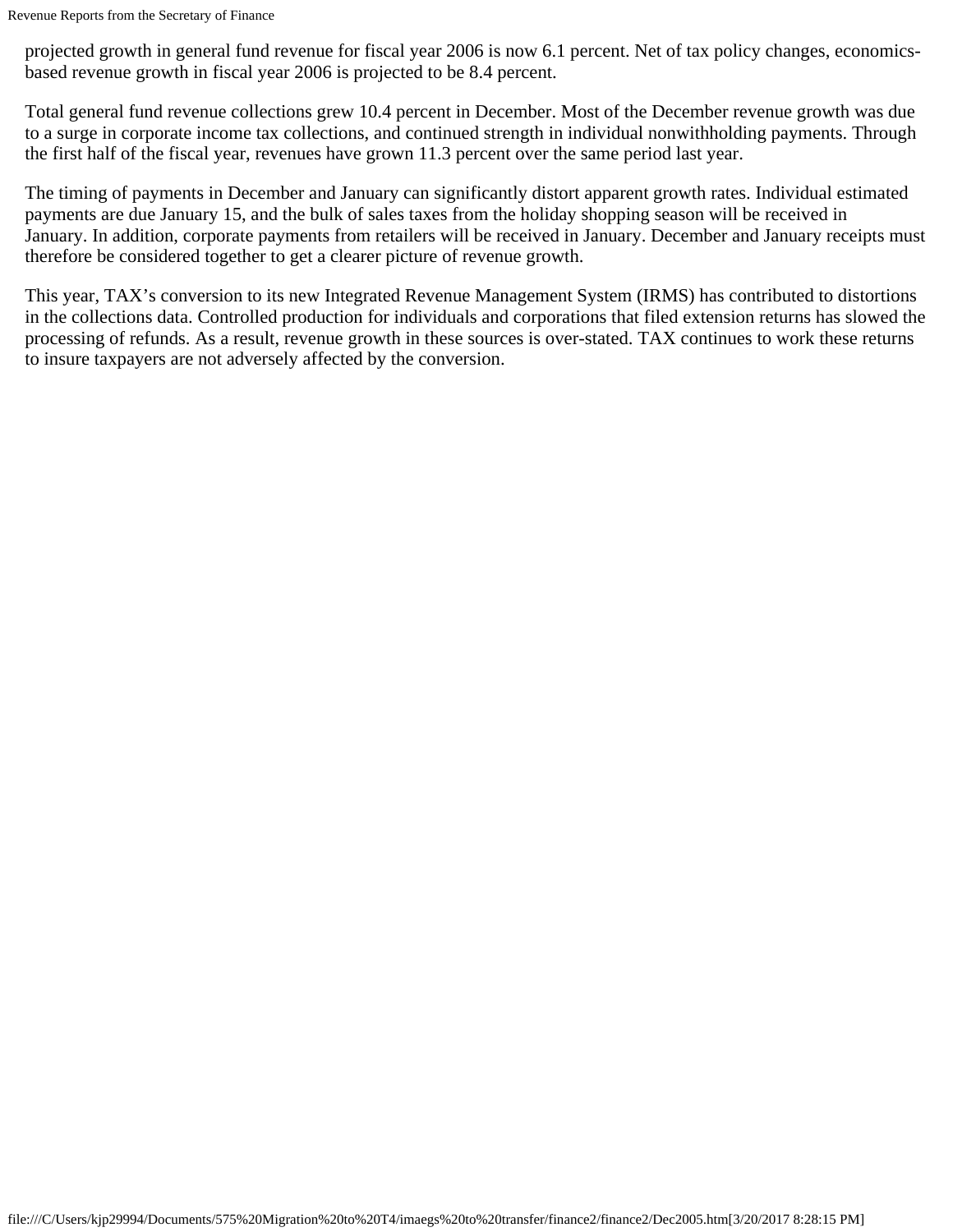projected growth in general fund revenue for fiscal year 2006 is now 6.1 percent. Net of tax policy changes, economics-based revenue growth in fiscal year 2006 is projected to be 8.4 percent.

Total general fund revenue collections grew 10.4 percent in December. Most of the December revenue growth was due to a surge in corporate income tax collections, and continued strength in individual nonwithholding payments. Through the first half of the fiscal year, revenues have grown 11.3 percent over the same period last year.

The timing of payments in December and January can significantly distort apparent growth rates. Individual estimated payments are due January 15, and the bulk of sales taxes from the holiday shopping season will be received in January. In addition, corporate payments from retailers will be received in January. December and January receipts must therefore be considered together to get a clearer picture of revenue growth.

This year, TAX's conversion to its new Integrated Revenue Management System (IRMS) has contributed to distortions in the collections data. Controlled production for individuals and corporations that filed extension returns has slowed the processing of refunds. As a result, revenue growth in these sources is over-stated. TAX continues to work these returns to insure taxpayers are not adversely affected by the conversion.